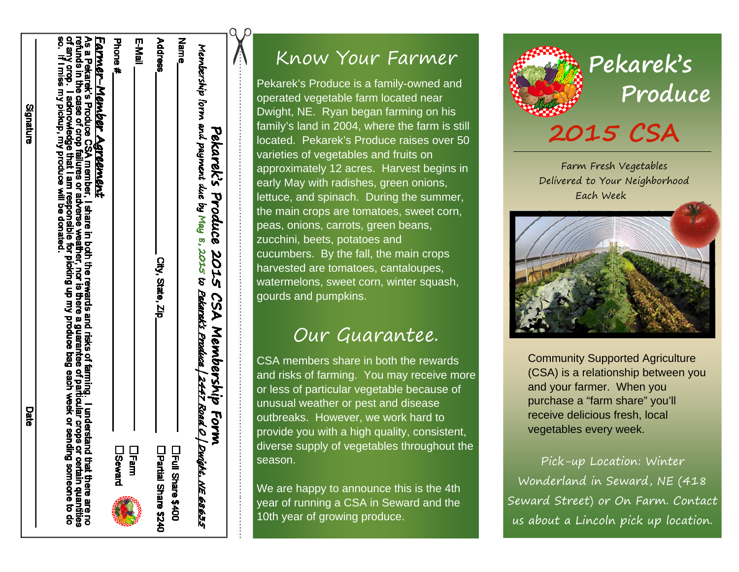# Pekarek's Produce 2015 CSA Membership Form

*Membership form and payment due by May 8, 2015 to Pekarek's Produce | 2447 Road O | Dwight, NE 68635*

Name ________________________ ☐ Full Share $400

Address ______________ City, State, Zip ______________ ☐ Partial Share $240

E-Mail ________________________ ☐ Farm

Phone # ________________________ ☐ Seward

### Farmer-Member Agreement

As a Pekarek's Produce CSA member, I share in both the rewards and risks of farming. I understand that there are no refunds in the case of crop failures or adverse weather, nor is there a guarantee of particular crops or certain quantities of any crop. I acknowledge that I am responsible for picking up my produce bag each week or sending someone to do so. If I miss my pickup, my produce will be donated.

________________________ ________________________

Signature Date

## Know Your Farmer

Pekarek's Produce is a family-owned and operated vegetable farm located near Dwight, NE. Ryan began farming on his family's land in 2004, where the farm is still located. Pekarek's Produce raises over 50 varieties of vegetables and fruits on approximately 12 acres. Harvest begins in early May with radishes, green onions, lettuce, and spinach. During the summer, the main crops are tomatoes, sweet corn, peas, onions, carrots, green beans, zucchini, beets, potatoes and cucumbers. By the fall, the main crops harvested are tomatoes, cantaloupes, watermelons, sweet corn, winter squash, gourds and pumpkins.

## Our Guarantee.

CSA members share in both the rewards and risks of farming. You may receive more or less of particular vegetable because of unusual weather or pest and disease outbreaks. However, we work hard to provide you with a high quality, consistent, diverse supply of vegetables throughout the season.

We are happy to announce this is the 4th year of running a CSA in Seward and the 10th year of growing produce.

# Pekarek's Produce

## 2015 CSA

*Farm Fresh Vegetables Delivered to Your Neighborhood Each Week*

Community Supported Agriculture (CSA) is a relationship between you and your farmer. When you purchase a "farm share" you'll receive delicious fresh, local vegetables every week.

*Pick-up Location: Winter Wonderland in Seward, NE (418 Seward Street) or On Farm. Contact us about a Lincoln pick up location.*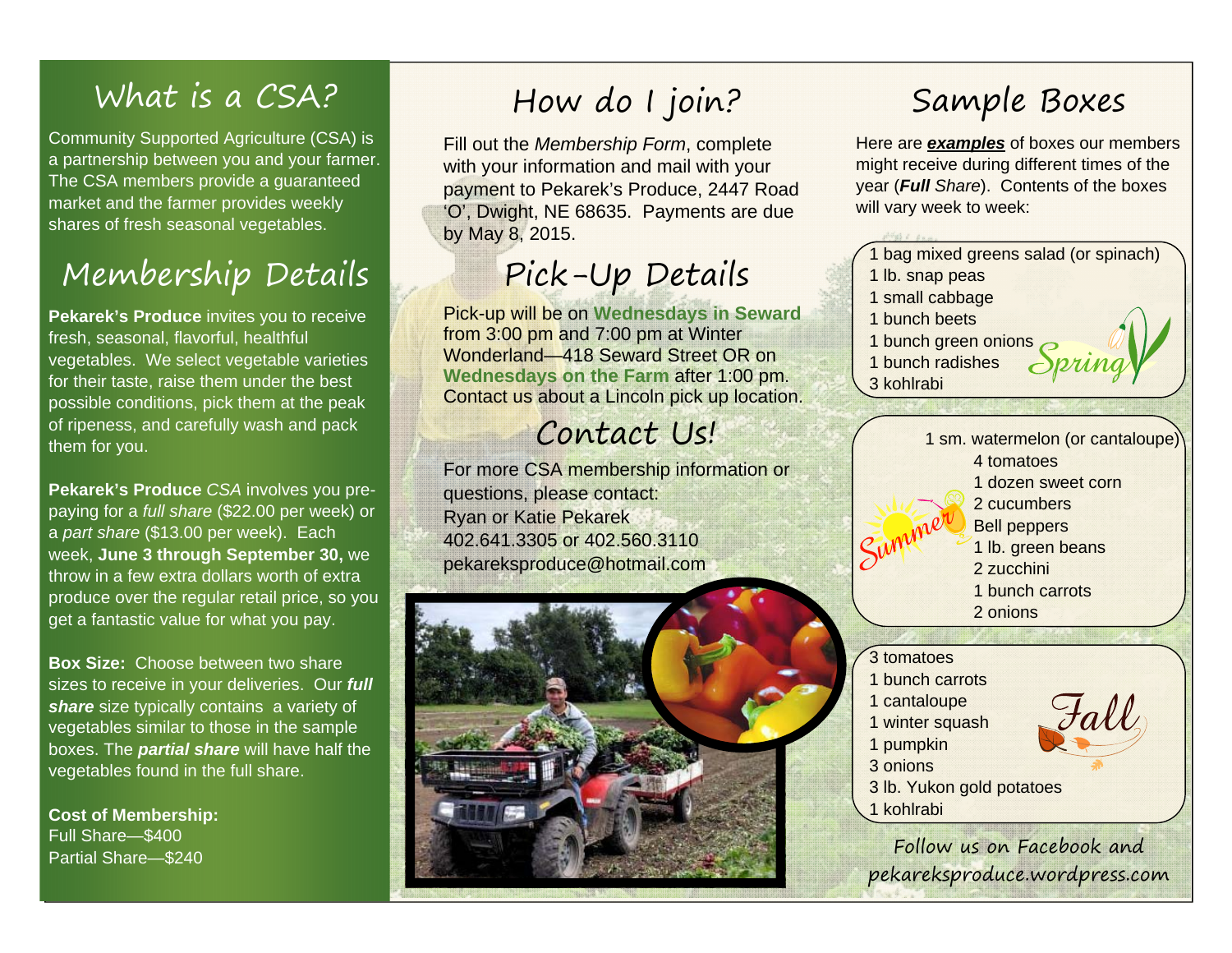# What is a CSA?

Community Supported Agriculture (CSA) is a partnership between you and your farmer. The CSA members provide a guaranteed market and the farmer provides weekly shares of fresh seasonal vegetables.

# Membership Details

**Pekarek's Produce** invites you to receive fresh, seasonal, flavorful, healthful vegetables. We select vegetable varieties for their taste, raise them under the best possible conditions, pick them at the peak of ripeness, and carefully wash and pack them for you.

**Pekarek's Produce** *CSA* involves you pre-paying for a *full share* ($22.00 per week) or a *part share* ($13.00 per week). Each week, **June 3 through September 30,** we throw in a few extra dollars worth of extra produce over the regular retail price, so you get a fantastic value for what you pay.

**Box Size:** Choose between two share sizes to receive in your deliveries. Our ***full share*** size typically contains a variety of vegetables similar to those in the sample boxes. The ***partial share*** will have half the vegetables found in the full share.

**Cost of Membership:**
Full Share—$400
Partial Share—$240

# How do I join?

Fill out the *Membership Form*, complete with your information and mail with your payment to Pekarek's Produce, 2447 Road 'O', Dwight, NE 68635. Payments are due by May 8, 2015.

# Pick-Up Details

Pick-up will be on **Wednesdays in Seward** from 3:00 pm and 7:00 pm at Winter Wonderland—418 Seward Street OR on **Wednesdays on the Farm** after 1:00 pm. Contact us about a Lincoln pick up location.

# Contact Us!

For more CSA membership information or questions, please contact:
Ryan or Katie Pekarek
402.641.3305 or 402.560.3110
pekareksproduce@hotmail.com

# Sample Boxes

Here are ***examples*** of boxes our members might receive during different times of the year (***Full*** *Share*). Contents of the boxes will vary week to week:

**Spring**

- 1 bag mixed greens salad (or spinach)
- 1 lb. snap peas
- 1 small cabbage
- 1 bunch beets
- 1 bunch green onions
- 1 bunch radishes
- 3 kohlrabi

**Summer**

- 1 sm. watermelon (or cantaloupe)
- 4 tomatoes
- 1 dozen sweet corn
- 2 cucumbers
- Bell peppers
- 1 lb. green beans
- 2 zucchini
- 1 bunch carrots
- 2 onions

**Fall**

- 3 tomatoes
- 1 bunch carrots
- 1 cantaloupe
- 1 winter squash
- 1 pumpkin
- 3 onions
- 3 lb. Yukon gold potatoes
- 1 kohlrabi

Follow us on Facebook and pekareksproduce.wordpress.com